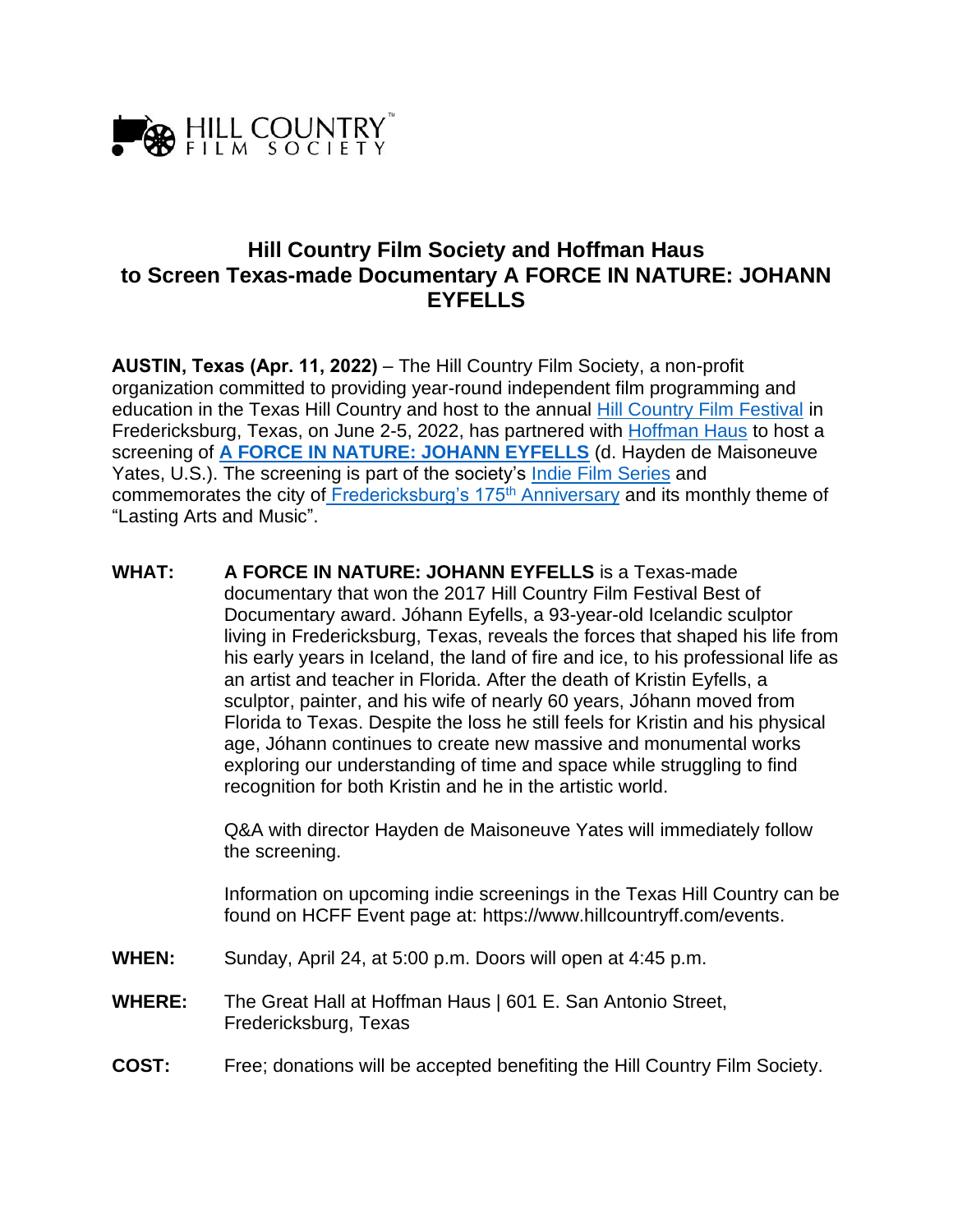HILL COUNTRY FILM SOCIETY

# Hill Country Film Society and Hoffman Haus to Screen Texas-made Documentary A FORCE IN NATURE: JOHANN EYFELLS

**AUSTIN, Texas (Apr. 11, 2022)** – The Hill Country Film Society, a non-profit organization committed to providing year-round independent film programming and education in the Texas Hill Country and host to the annual Hill Country Film Festival in Fredericksburg, Texas, on June 2-5, 2022, has partnered with Hoffman Haus to host a screening of **A FORCE IN NATURE: JOHANN EYFELLS** (d. Hayden de Maisoneuve Yates, U.S.). The screening is part of the society's Indie Film Series and commemorates the city of Fredericksburg's 175th Anniversary and its monthly theme of "Lasting Arts and Music".

**WHAT:** **A FORCE IN NATURE: JOHANN EYFELLS** is a Texas-made documentary that won the 2017 Hill Country Film Festival Best of Documentary award. Jóhann Eyfells, a 93-year-old Icelandic sculptor living in Fredericksburg, Texas, reveals the forces that shaped his life from his early years in Iceland, the land of fire and ice, to his professional life as an artist and teacher in Florida. After the death of Kristin Eyfells, a sculptor, painter, and his wife of nearly 60 years, Jóhann moved from Florida to Texas. Despite the loss he still feels for Kristin and his physical age, Jóhann continues to create new massive and monumental works exploring our understanding of time and space while struggling to find recognition for both Kristin and he in the artistic world.

Q&A with director Hayden de Maisoneuve Yates will immediately follow the screening.

Information on upcoming indie screenings in the Texas Hill Country can be found on HCFF Event page at: https://www.hillcountryff.com/events.

**WHEN:** Sunday, April 24, at 5:00 p.m. Doors will open at 4:45 p.m.

**WHERE:** The Great Hall at Hoffman Haus | 601 E. San Antonio Street, Fredericksburg, Texas

**COST:** Free; donations will be accepted benefiting the Hill Country Film Society.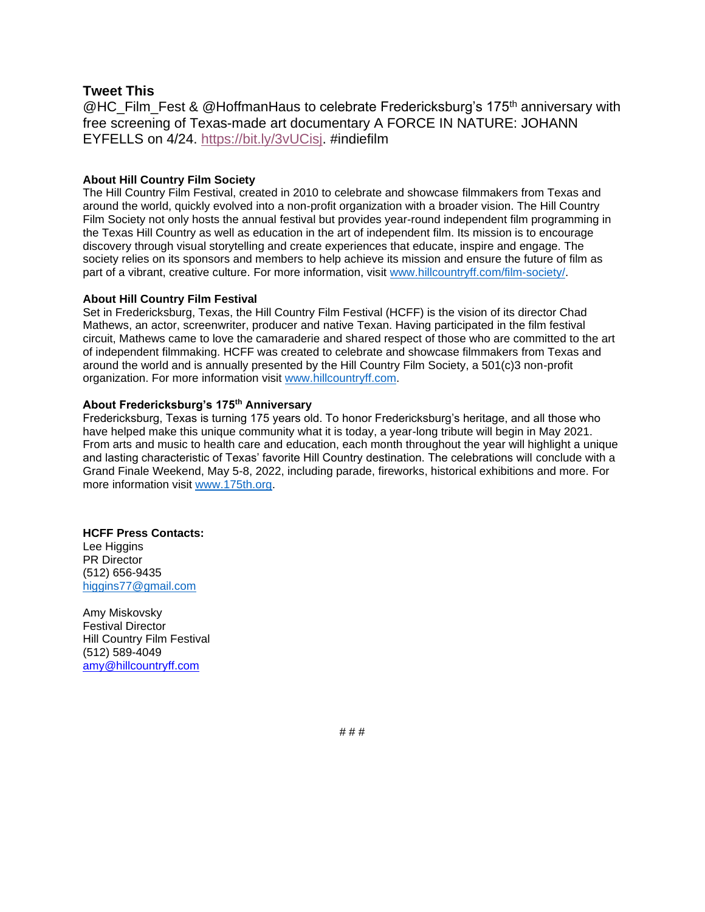**Tweet This**

@HC_Film_Fest & @HoffmanHaus to celebrate Fredericksburg's 175th anniversary with free screening of Texas-made art documentary A FORCE IN NATURE: JOHANN EYFELLS on 4/24. https://bit.ly/3vUCisj. #indiefilm

**About Hill Country Film Society**

The Hill Country Film Festival, created in 2010 to celebrate and showcase filmmakers from Texas and around the world, quickly evolved into a non-profit organization with a broader vision. The Hill Country Film Society not only hosts the annual festival but provides year-round independent film programming in the Texas Hill Country as well as education in the art of independent film. Its mission is to encourage discovery through visual storytelling and create experiences that educate, inspire and engage. The society relies on its sponsors and members to help achieve its mission and ensure the future of film as part of a vibrant, creative culture. For more information, visit www.hillcountryff.com/film-society/.

**About Hill Country Film Festival**

Set in Fredericksburg, Texas, the Hill Country Film Festival (HCFF) is the vision of its director Chad Mathews, an actor, screenwriter, producer and native Texan. Having participated in the film festival circuit, Mathews came to love the camaraderie and shared respect of those who are committed to the art of independent filmmaking. HCFF was created to celebrate and showcase filmmakers from Texas and around the world and is annually presented by the Hill Country Film Society, a 501(c)3 non-profit organization. For more information visit www.hillcountryff.com.

**About Fredericksburg's 175th Anniversary**

Fredericksburg, Texas is turning 175 years old. To honor Fredericksburg's heritage, and all those who have helped make this unique community what it is today, a year-long tribute will begin in May 2021. From arts and music to health care and education, each month throughout the year will highlight a unique and lasting characteristic of Texas' favorite Hill Country destination. The celebrations will conclude with a Grand Finale Weekend, May 5-8, 2022, including parade, fireworks, historical exhibitions and more. For more information visit www.175th.org.

**HCFF Press Contacts:**

Lee Higgins
PR Director
(512) 656-9435
higgins77@gmail.com

Amy Miskovsky
Festival Director
Hill Country Film Festival
(512) 589-4049
amy@hillcountryff.com

# # #